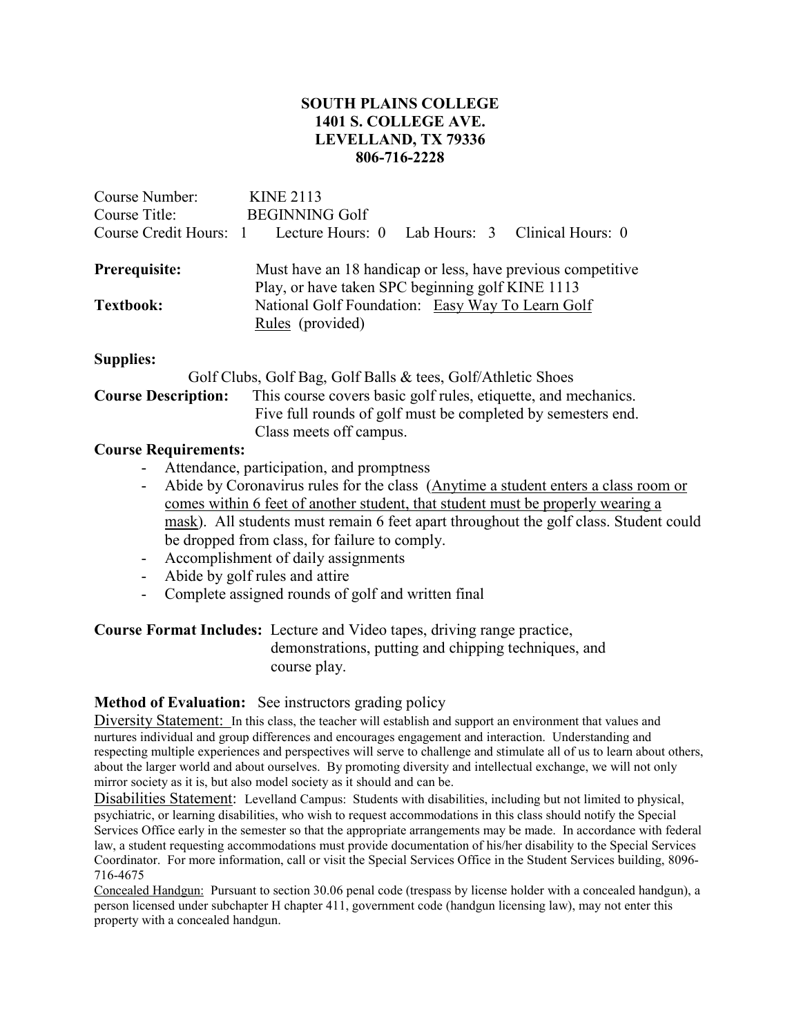**SOUTH PLAINS COLLEGE**
**1401 S. COLLEGE AVE.**
**LEVELLAND, TX 79336**
**806-716-2228**

Course Number: KINE 2113
Course Title: BEGINNING Golf
Course Credit Hours: 1 Lecture Hours: 0 Lab Hours: 3 Clinical Hours: 0

**Prerequisite:** Must have an 18 handicap or less, have previous competitive Play, or have taken SPC beginning golf KINE 1113

**Textbook:** National Golf Foundation: Easy Way To Learn Golf Rules (provided)

**Supplies:**

Golf Clubs, Golf Bag, Golf Balls & tees, Golf/Athletic Shoes

**Course Description:** This course covers basic golf rules, etiquette, and mechanics. Five full rounds of golf must be completed by semesters end. Class meets off campus.

**Course Requirements:**

- Attendance, participation, and promptness
- Abide by Coronavirus rules for the class (Anytime a student enters a class room or comes within 6 feet of another student, that student must be properly wearing a mask). All students must remain 6 feet apart throughout the golf class. Student could be dropped from class, for failure to comply.
- Accomplishment of daily assignments
- Abide by golf rules and attire
- Complete assigned rounds of golf and written final

**Course Format Includes:** Lecture and Video tapes, driving range practice, demonstrations, putting and chipping techniques, and course play.

**Method of Evaluation:** See instructors grading policy

Diversity Statement: In this class, the teacher will establish and support an environment that values and nurtures individual and group differences and encourages engagement and interaction. Understanding and respecting multiple experiences and perspectives will serve to challenge and stimulate all of us to learn about others, about the larger world and about ourselves. By promoting diversity and intellectual exchange, we will not only mirror society as it is, but also model society as it should and can be.

Disabilities Statement: Levelland Campus: Students with disabilities, including but not limited to physical, psychiatric, or learning disabilities, who wish to request accommodations in this class should notify the Special Services Office early in the semester so that the appropriate arrangements may be made. In accordance with federal law, a student requesting accommodations must provide documentation of his/her disability to the Special Services Coordinator. For more information, call or visit the Special Services Office in the Student Services building, 8096-716-4675

Concealed Handgun: Pursuant to section 30.06 penal code (trespass by license holder with a concealed handgun), a person licensed under subchapter H chapter 411, government code (handgun licensing law), may not enter this property with a concealed handgun.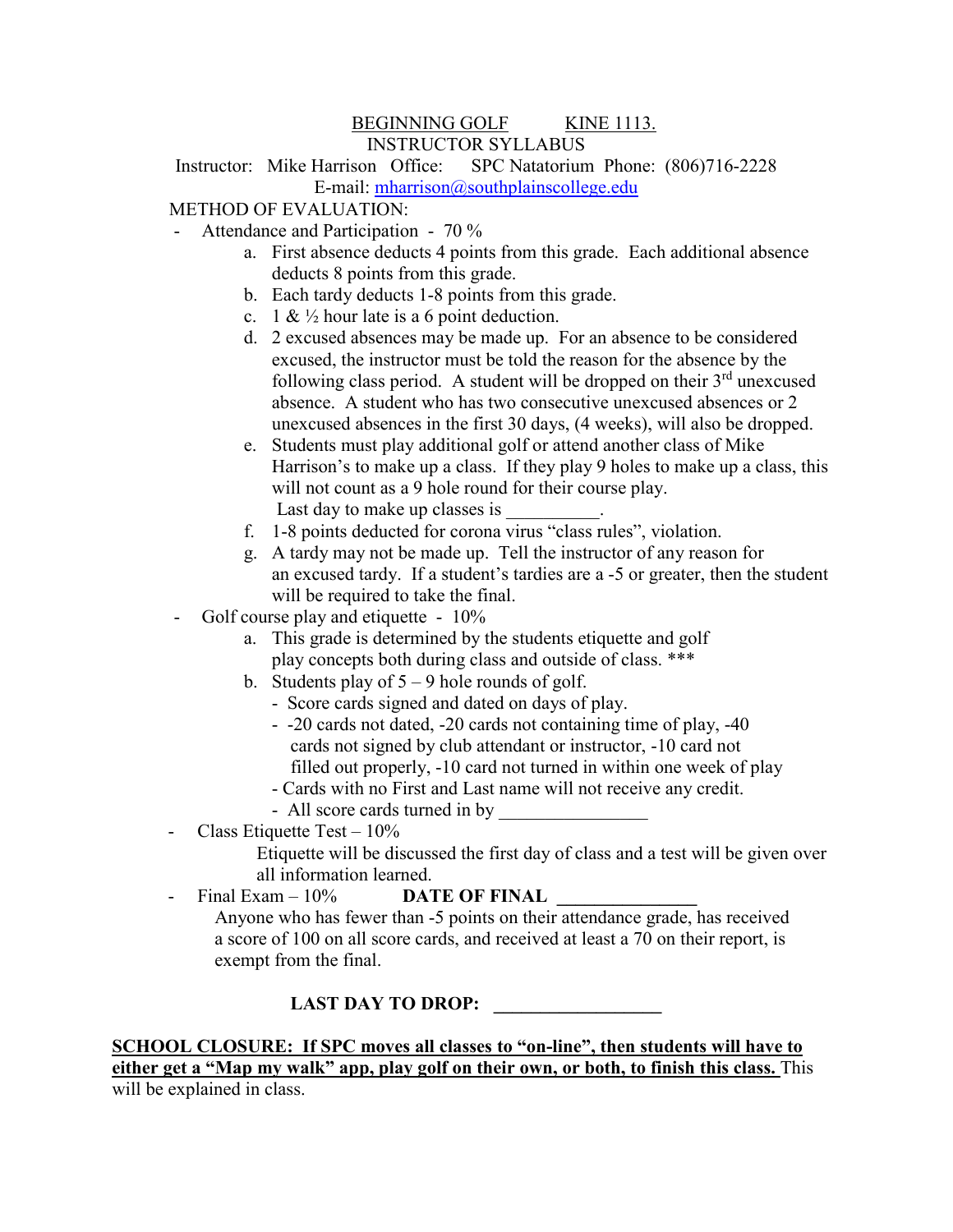BEGINNING GOLF KINE 1113.

INSTRUCTOR SYLLABUS

Instructor: Mike Harrison Office: SPC Natatorium Phone: (806)716-2228

E-mail: mharrison@southplainscollege.edu

METHOD OF EVALUATION:

- Attendance and Participation - 70 %
  - a. First absence deducts 4 points from this grade. Each additional absence deducts 8 points from this grade.
  - b. Each tardy deducts 1-8 points from this grade.
  - c. 1 & ½ hour late is a 6 point deduction.
  - d. 2 excused absences may be made up. For an absence to be considered excused, the instructor must be told the reason for the absence by the following class period. A student will be dropped on their 3rd unexcused absence. A student who has two consecutive unexcused absences or 2 unexcused absences in the first 30 days, (4 weeks), will also be dropped.
  - e. Students must play additional golf or attend another class of Mike Harrison's to make up a class. If they play 9 holes to make up a class, this will not count as a 9 hole round for their course play. Last day to make up classes is __________.
  - f. 1-8 points deducted for corona virus "class rules", violation.
  - g. A tardy may not be made up. Tell the instructor of any reason for an excused tardy. If a student's tardies are a -5 or greater, then the student will be required to take the final.
- Golf course play and etiquette - 10%
  - a. This grade is determined by the students etiquette and golf play concepts both during class and outside of class. ***
  - b. Students play of 5 – 9 hole rounds of golf.
    - Score cards signed and dated on days of play.
    - -20 cards not dated, -20 cards not containing time of play, -40 cards not signed by club attendant or instructor, -10 card not filled out properly, -10 card not turned in within one week of play
    - Cards with no First and Last name will not receive any credit.
    - All score cards turned in by ________________
- Class Etiquette Test – 10%

  Etiquette will be discussed the first day of class and a test will be given over all information learned.
- Final Exam – 10% **DATE OF FINAL ______________**

  Anyone who has fewer than -5 points on their attendance grade, has received a score of 100 on all score cards, and received at least a 70 on their report, is exempt from the final.

**LAST DAY TO DROP: _________________**

**SCHOOL CLOSURE: If SPC moves all classes to "on-line", then students will have to either get a "Map my walk" app, play golf on their own, or both, to finish this class.** This will be explained in class.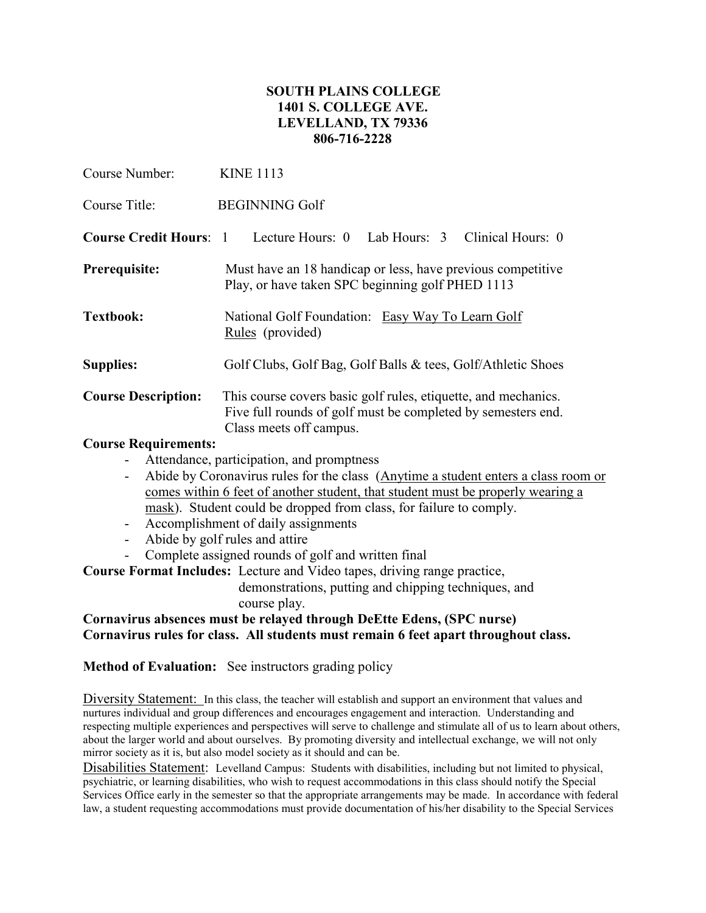**SOUTH PLAINS COLLEGE**
**1401 S. COLLEGE AVE.**
**LEVELLAND, TX 79336**
**806-716-2228**

Course Number: KINE 1113

Course Title: BEGINNING Golf

**Course Credit Hours**: 1 Lecture Hours: 0 Lab Hours: 3 Clinical Hours: 0

**Prerequisite:** Must have an 18 handicap or less, have previous competitive Play, or have taken SPC beginning golf PHED 1113

**Textbook:** National Golf Foundation: Easy Way To Learn Golf Rules (provided)

**Supplies:** Golf Clubs, Golf Bag, Golf Balls & tees, Golf/Athletic Shoes

**Course Description:** This course covers basic golf rules, etiquette, and mechanics. Five full rounds of golf must be completed by semesters end. Class meets off campus.

**Course Requirements:**

- Attendance, participation, and promptness
- Abide by Coronavirus rules for the class (Anytime a student enters a class room or comes within 6 feet of another student, that student must be properly wearing a mask). Student could be dropped from class, for failure to comply.
- Accomplishment of daily assignments
- Abide by golf rules and attire
- Complete assigned rounds of golf and written final

**Course Format Includes:** Lecture and Video tapes, driving range practice, demonstrations, putting and chipping techniques, and course play.

**Cornavirus absences must be relayed through DeEtte Edens, (SPC nurse)**
**Cornavirus rules for class. All students must remain 6 feet apart throughout class.**

**Method of Evaluation:** See instructors grading policy

Diversity Statement: In this class, the teacher will establish and support an environment that values and nurtures individual and group differences and encourages engagement and interaction. Understanding and respecting multiple experiences and perspectives will serve to challenge and stimulate all of us to learn about others, about the larger world and about ourselves. By promoting diversity and intellectual exchange, we will not only mirror society as it is, but also model society as it should and can be.

Disabilities Statement: Levelland Campus: Students with disabilities, including but not limited to physical, psychiatric, or learning disabilities, who wish to request accommodations in this class should notify the Special Services Office early in the semester so that the appropriate arrangements may be made. In accordance with federal law, a student requesting accommodations must provide documentation of his/her disability to the Special Services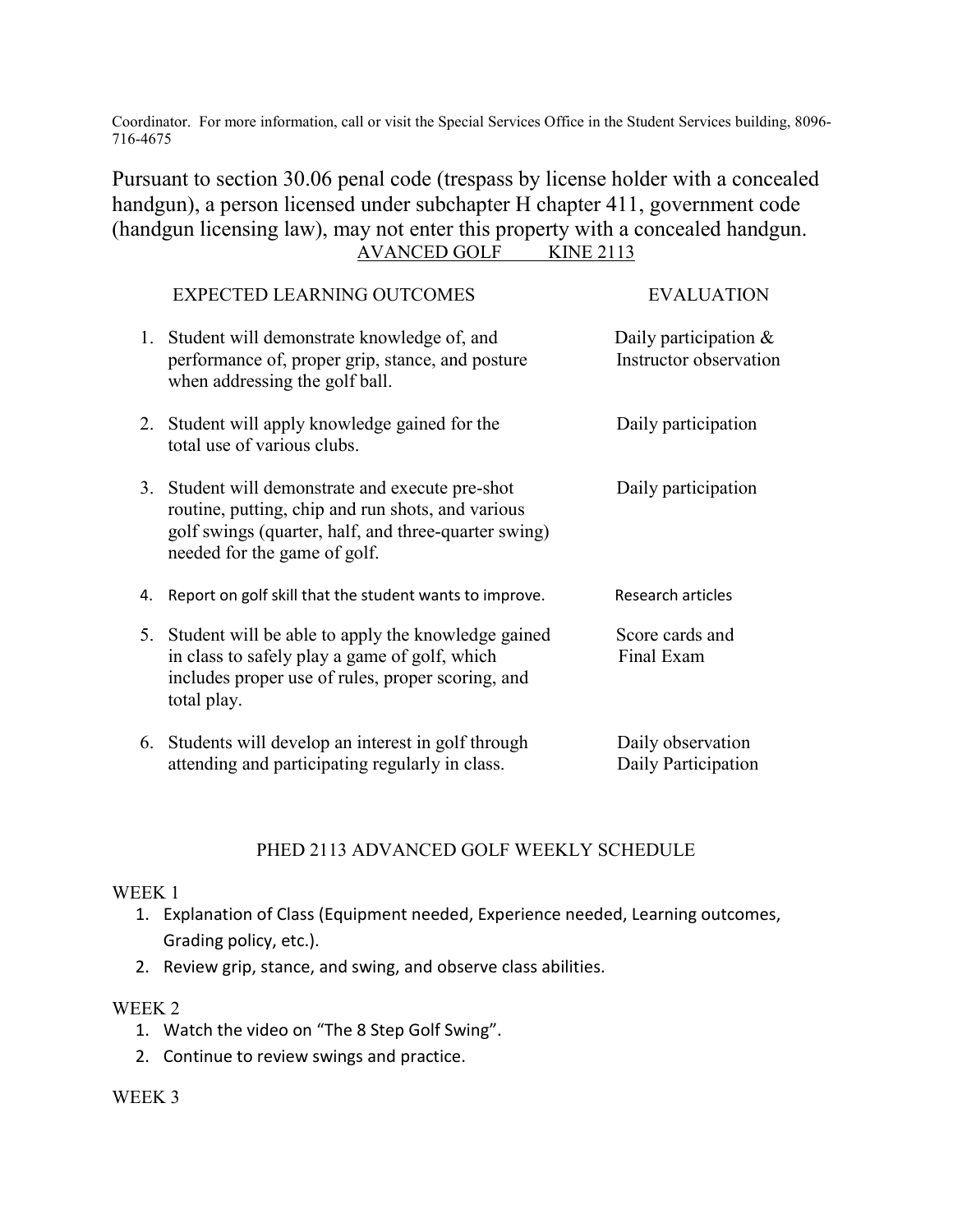Coordinator. For more information, call or visit the Special Services Office in the Student Services building, 8096-716-4675

Pursuant to section 30.06 penal code (trespass by license holder with a concealed handgun), a person licensed under subchapter H chapter 411, government code (handgun licensing law), may not enter this property with a concealed handgun.

AVANCED GOLF KINE 2113

| EXPECTED LEARNING OUTCOMES | EVALUATION |
|---|---|
| 1. Student will demonstrate knowledge of, and performance of, proper grip, stance, and posture when addressing the golf ball. | Daily participation & Instructor observation |
| 2. Student will apply knowledge gained for the total use of various clubs. | Daily participation |
| 3. Student will demonstrate and execute pre-shot routine, putting, chip and run shots, and various golf swings (quarter, half, and three-quarter swing) needed for the game of golf. | Daily participation |
| 4. Report on golf skill that the student wants to improve. | Research articles |
| 5. Student will be able to apply the knowledge gained in class to safely play a game of golf, which includes proper use of rules, proper scoring, and total play. | Score cards and Final Exam |
| 6. Students will develop an interest in golf through attending and participating regularly in class. | Daily observation Daily Participation |

PHED 2113 ADVANCED GOLF WEEKLY SCHEDULE

WEEK 1

1. Explanation of Class (Equipment needed, Experience needed, Learning outcomes, Grading policy, etc.).
2. Review grip, stance, and swing, and observe class abilities.

WEEK 2

1. Watch the video on "The 8 Step Golf Swing".
2. Continue to review swings and practice.

WEEK 3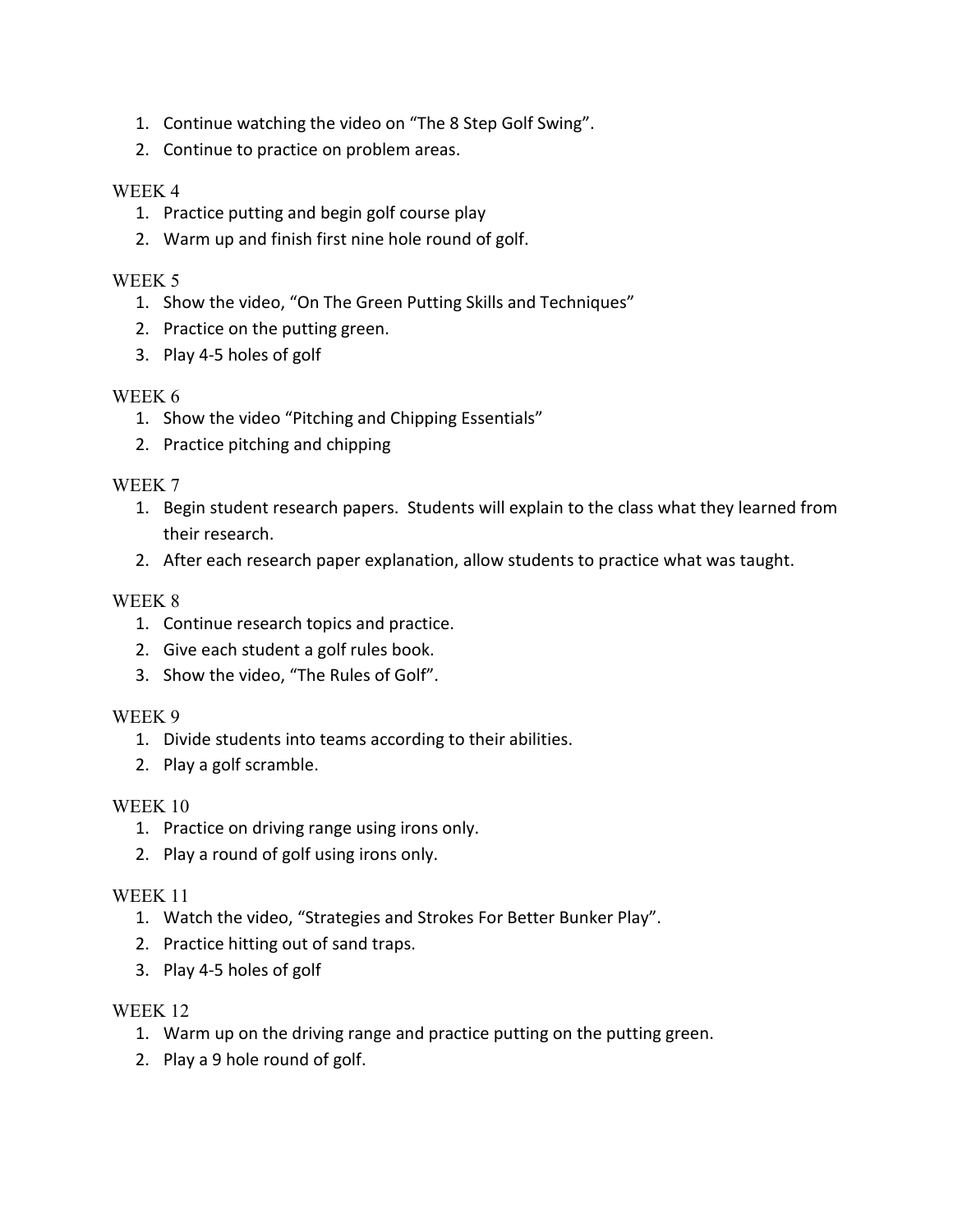1. Continue watching the video on "The 8 Step Golf Swing".
2. Continue to practice on problem areas.

WEEK 4

1. Practice putting and begin golf course play
2. Warm up and finish first nine hole round of golf.

WEEK 5

1. Show the video, "On The Green Putting Skills and Techniques"
2. Practice on the putting green.
3. Play 4-5 holes of golf

WEEK 6

1. Show the video "Pitching and Chipping Essentials"
2. Practice pitching and chipping

WEEK 7

1. Begin student research papers. Students will explain to the class what they learned from their research.
2. After each research paper explanation, allow students to practice what was taught.

WEEK 8

1. Continue research topics and practice.
2. Give each student a golf rules book.
3. Show the video, "The Rules of Golf".

WEEK 9

1. Divide students into teams according to their abilities.
2. Play a golf scramble.

WEEK 10

1. Practice on driving range using irons only.
2. Play a round of golf using irons only.

WEEK 11

1. Watch the video, "Strategies and Strokes For Better Bunker Play".
2. Practice hitting out of sand traps.
3. Play 4-5 holes of golf

WEEK 12

1. Warm up on the driving range and practice putting on the putting green.
2. Play a 9 hole round of golf.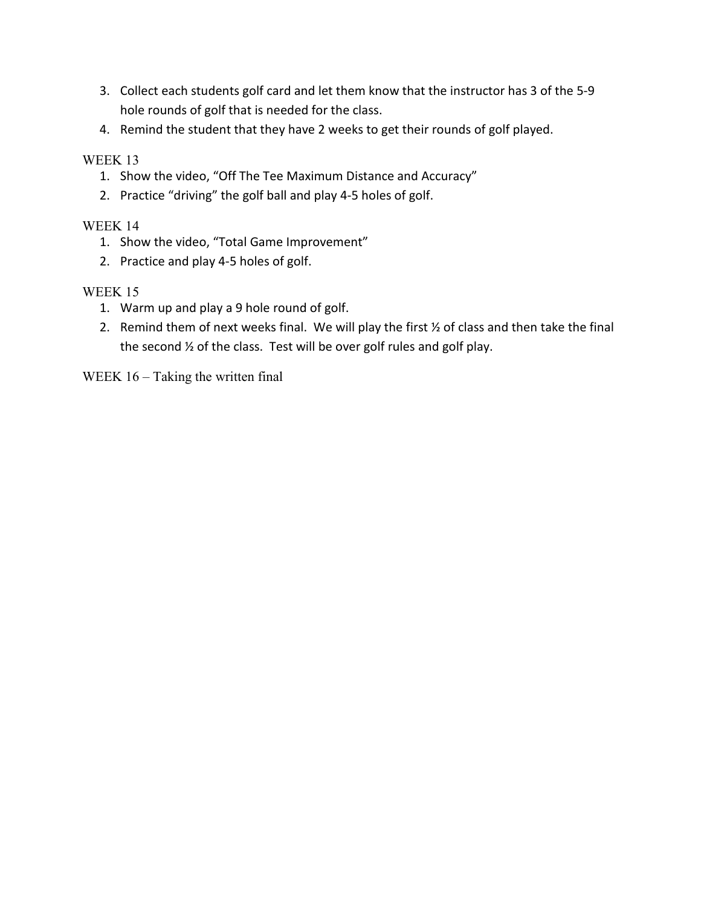3. Collect each students golf card and let them know that the instructor has 3 of the 5-9 hole rounds of golf that is needed for the class.
4. Remind the student that they have 2 weeks to get their rounds of golf played.

WEEK 13

1. Show the video, "Off The Tee Maximum Distance and Accuracy"
2. Practice "driving" the golf ball and play 4-5 holes of golf.

WEEK 14

1. Show the video, "Total Game Improvement"
2. Practice and play 4-5 holes of golf.

WEEK 15

1. Warm up and play a 9 hole round of golf.
2. Remind them of next weeks final. We will play the first ½ of class and then take the final the second ½ of the class. Test will be over golf rules and golf play.

WEEK 16 – Taking the written final